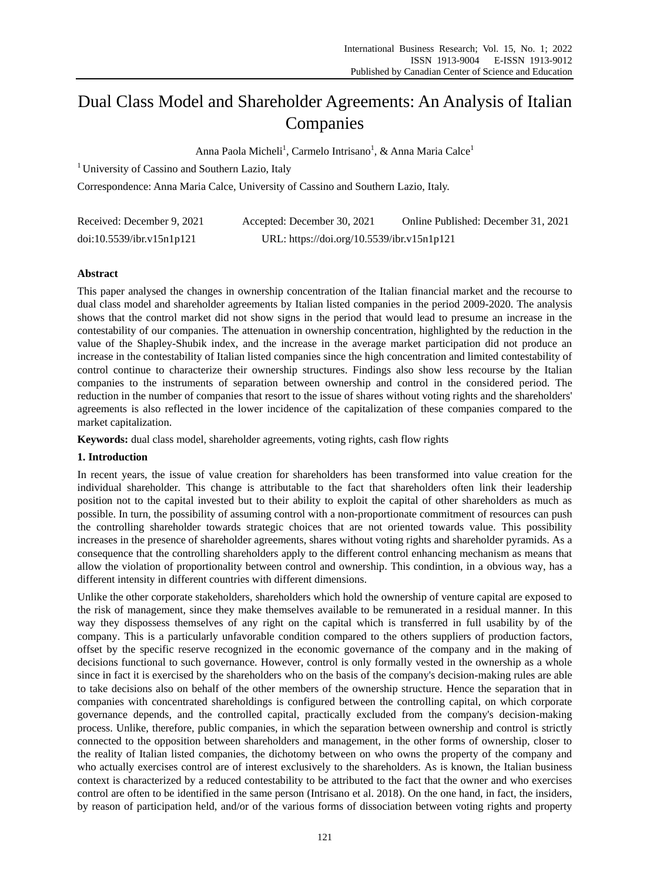# Dual Class Model and Shareholder Agreements: An Analysis of Italian Companies

Anna Paola Micheli[1], Carmelo Intrisano[1], & Anna Maria Calce[1]

[1] University of Cassino and Southern Lazio, Italy

Correspondence: Anna Maria Calce, University of Cassino and Southern Lazio, Italy.

Received: December 9, 2021 Accepted: December 30, 2021 Online Published: December 31, 2021

doi:10.5539/ibr.v15n1p121 URL: https://doi.org/10.5539/ibr.v15n1p121

**Abstract**

This paper analysed the changes in ownership concentration of the Italian financial market and the recourse to dual class model and shareholder agreements by Italian listed companies in the period 2009-2020. The analysis shows that the control market did not show signs in the period that would lead to presume an increase in the contestability of our companies. The attenuation in ownership concentration, highlighted by the reduction in the value of the Shapley-Shubik index, and the increase in the average market participation did not produce an increase in the contestability of Italian listed companies since the high concentration and limited contestability of control continue to characterize their ownership structures. Findings also show less recourse by the Italian companies to the instruments of separation between ownership and control in the considered period. The reduction in the number of companies that resort to the issue of shares without voting rights and the shareholders' agreements is also reflected in the lower incidence of the capitalization of these companies compared to the market capitalization.

**Keywords:** dual class model, shareholder agreements, voting rights, cash flow rights

## 1. Introduction

In recent years, the issue of value creation for shareholders has been transformed into value creation for the individual shareholder. This change is attributable to the fact that shareholders often link their leadership position not to the capital invested but to their ability to exploit the capital of other shareholders as much as possible. In turn, the possibility of assuming control with a non-proportionate commitment of resources can push the controlling shareholder towards strategic choices that are not oriented towards value. This possibility increases in the presence of shareholder agreements, shares without voting rights and shareholder pyramids. As a consequence that the controlling shareholders apply to the different control enhancing mechanism as means that allow the violation of proportionality between control and ownership. This condintion, in a obvious way, has a different intensity in different countries with different dimensions.

Unlike the other corporate stakeholders, shareholders which hold the ownership of venture capital are exposed to the risk of management, since they make themselves available to be remunerated in a residual manner. In this way they dispossess themselves of any right on the capital which is transferred in full usability by of the company. This is a particularly unfavorable condition compared to the others suppliers of production factors, offset by the specific reserve recognized in the economic governance of the company and in the making of decisions functional to such governance. However, control is only formally vested in the ownership as a whole since in fact it is exercised by the shareholders who on the basis of the company's decision-making rules are able to take decisions also on behalf of the other members of the ownership structure. Hence the separation that in companies with concentrated shareholdings is configured between the controlling capital, on which corporate governance depends, and the controlled capital, practically excluded from the company's decision-making process. Unlike, therefore, public companies, in which the separation between ownership and control is strictly connected to the opposition between shareholders and management, in the other forms of ownership, closer to the reality of Italian listed companies, the dichotomy between on who owns the property of the company and who actually exercises control are of interest exclusively to the shareholders. As is known, the Italian business context is characterized by a reduced contestability to be attributed to the fact that the owner and who exercises control are often to be identified in the same person (Intrisano et al. 2018). On the one hand, in fact, the insiders, by reason of participation held, and/or of the various forms of dissociation between voting rights and property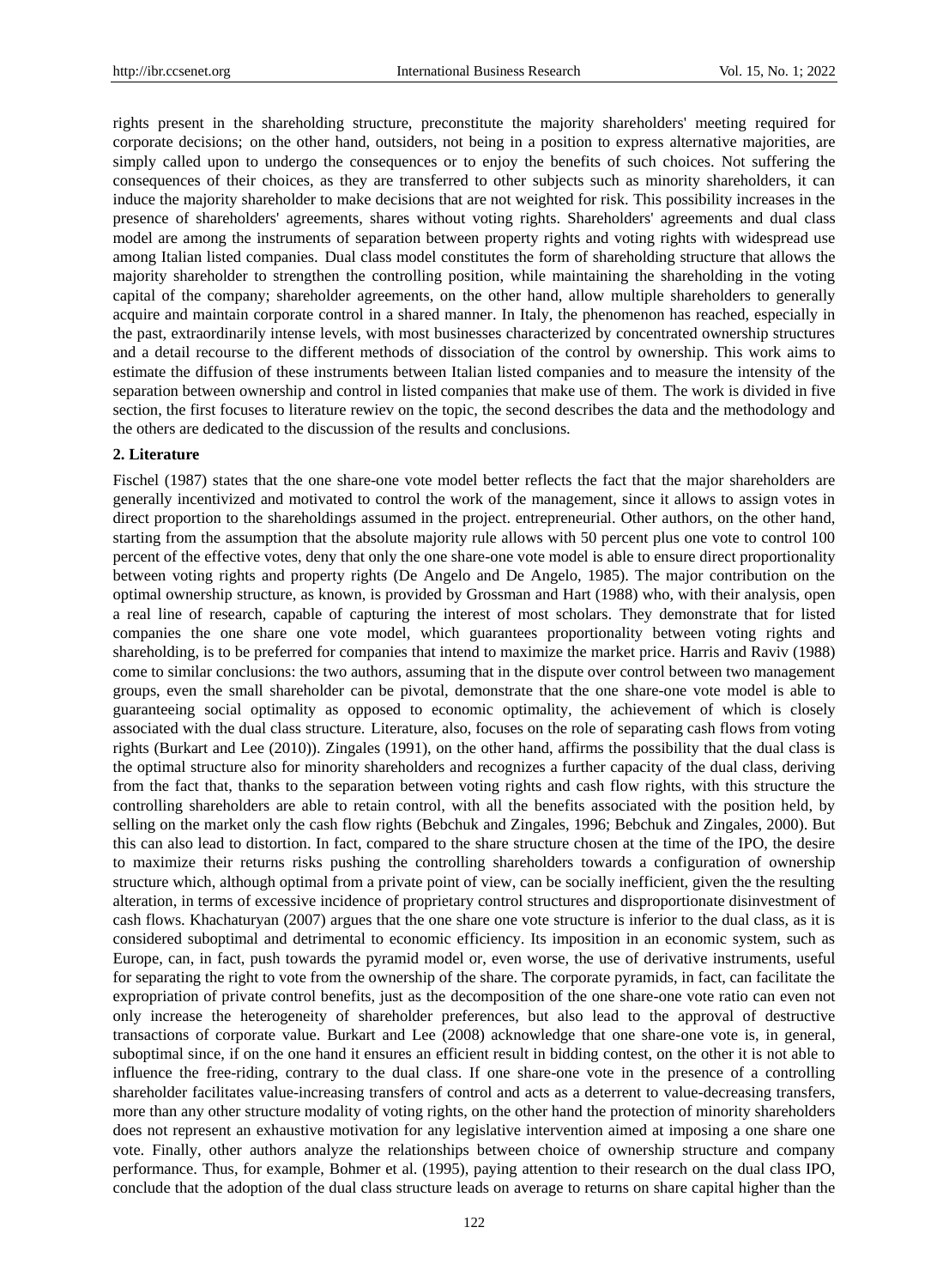rights present in the shareholding structure, preconstitute the majority shareholders' meeting required for corporate decisions; on the other hand, outsiders, not being in a position to express alternative majorities, are simply called upon to undergo the consequences or to enjoy the benefits of such choices. Not suffering the consequences of their choices, as they are transferred to other subjects such as minority shareholders, it can induce the majority shareholder to make decisions that are not weighted for risk. This possibility increases in the presence of shareholders' agreements, shares without voting rights. Shareholders' agreements and dual class model are among the instruments of separation between property rights and voting rights with widespread use among Italian listed companies. Dual class model constitutes the form of shareholding structure that allows the majority shareholder to strengthen the controlling position, while maintaining the shareholding in the voting capital of the company; shareholder agreements, on the other hand, allow multiple shareholders to generally acquire and maintain corporate control in a shared manner. In Italy, the phenomenon has reached, especially in the past, extraordinarily intense levels, with most businesses characterized by concentrated ownership structures and a detail recourse to the different methods of dissociation of the control by ownership. This work aims to estimate the diffusion of these instruments between Italian listed companies and to measure the intensity of the separation between ownership and control in listed companies that make use of them. The work is divided in five section, the first focuses to literature rewiev on the topic, the second describes the data and the methodology and the others are dedicated to the discussion of the results and conclusions.

## 2. Literature

Fischel (1987) states that the one share-one vote model better reflects the fact that the major shareholders are generally incentivized and motivated to control the work of the management, since it allows to assign votes in direct proportion to the shareholdings assumed in the project. entrepreneurial. Other authors, on the other hand, starting from the assumption that the absolute majority rule allows with 50 percent plus one vote to control 100 percent of the effective votes, deny that only the one share-one vote model is able to ensure direct proportionality between voting rights and property rights (De Angelo and De Angelo, 1985). The major contribution on the optimal ownership structure, as known, is provided by Grossman and Hart (1988) who, with their analysis, open a real line of research, capable of capturing the interest of most scholars. They demonstrate that for listed companies the one share one vote model, which guarantees proportionality between voting rights and shareholding, is to be preferred for companies that intend to maximize the market price. Harris and Raviv (1988) come to similar conclusions: the two authors, assuming that in the dispute over control between two management groups, even the small shareholder can be pivotal, demonstrate that the one share-one vote model is able to guaranteeing social optimality as opposed to economic optimality, the achievement of which is closely associated with the dual class structure. Literature, also, focuses on the role of separating cash flows from voting rights (Burkart and Lee (2010)). Zingales (1991), on the other hand, affirms the possibility that the dual class is the optimal structure also for minority shareholders and recognizes a further capacity of the dual class, deriving from the fact that, thanks to the separation between voting rights and cash flow rights, with this structure the controlling shareholders are able to retain control, with all the benefits associated with the position held, by selling on the market only the cash flow rights (Bebchuk and Zingales, 1996; Bebchuk and Zingales, 2000). But this can also lead to distortion. In fact, compared to the share structure chosen at the time of the IPO, the desire to maximize their returns risks pushing the controlling shareholders towards a configuration of ownership structure which, although optimal from a private point of view, can be socially inefficient, given the the resulting alteration, in terms of excessive incidence of proprietary control structures and disproportionate disinvestment of cash flows. Khachaturyan (2007) argues that the one share one vote structure is inferior to the dual class, as it is considered suboptimal and detrimental to economic efficiency. Its imposition in an economic system, such as Europe, can, in fact, push towards the pyramid model or, even worse, the use of derivative instruments, useful for separating the right to vote from the ownership of the share. The corporate pyramids, in fact, can facilitate the expropriation of private control benefits, just as the decomposition of the one share-one vote ratio can even not only increase the heterogeneity of shareholder preferences, but also lead to the approval of destructive transactions of corporate value. Burkart and Lee (2008) acknowledge that one share-one vote is, in general, suboptimal since, if on the one hand it ensures an efficient result in bidding contest, on the other it is not able to influence the free-riding, contrary to the dual class. If one share-one vote in the presence of a controlling shareholder facilitates value-increasing transfers of control and acts as a deterrent to value-decreasing transfers, more than any other structure modality of voting rights, on the other hand the protection of minority shareholders does not represent an exhaustive motivation for any legislative intervention aimed at imposing a one share one vote. Finally, other authors analyze the relationships between choice of ownership structure and company performance. Thus, for example, Bohmer et al. (1995), paying attention to their research on the dual class IPO, conclude that the adoption of the dual class structure leads on average to returns on share capital higher than the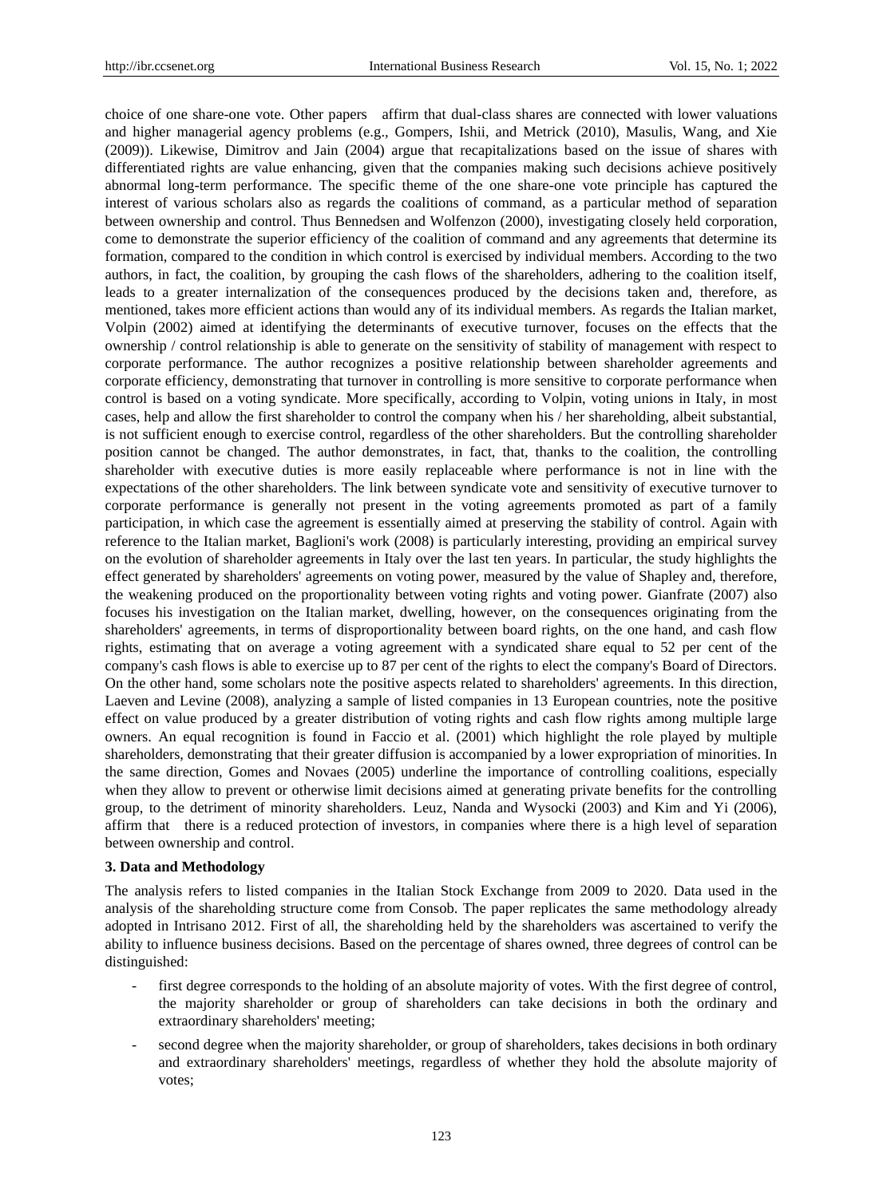choice of one share-one vote. Other papers affirm that dual-class shares are connected with lower valuations and higher managerial agency problems (e.g., Gompers, Ishii, and Metrick (2010), Masulis, Wang, and Xie (2009)). Likewise, Dimitrov and Jain (2004) argue that recapitalizations based on the issue of shares with differentiated rights are value enhancing, given that the companies making such decisions achieve positively abnormal long-term performance. The specific theme of the one share-one vote principle has captured the interest of various scholars also as regards the coalitions of command, as a particular method of separation between ownership and control. Thus Bennedsen and Wolfenzon (2000), investigating closely held corporation, come to demonstrate the superior efficiency of the coalition of command and any agreements that determine its formation, compared to the condition in which control is exercised by individual members. According to the two authors, in fact, the coalition, by grouping the cash flows of the shareholders, adhering to the coalition itself, leads to a greater internalization of the consequences produced by the decisions taken and, therefore, as mentioned, takes more efficient actions than would any of its individual members. As regards the Italian market, Volpin (2002) aimed at identifying the determinants of executive turnover, focuses on the effects that the ownership / control relationship is able to generate on the sensitivity of stability of management with respect to corporate performance. The author recognizes a positive relationship between shareholder agreements and corporate efficiency, demonstrating that turnover in controlling is more sensitive to corporate performance when control is based on a voting syndicate. More specifically, according to Volpin, voting unions in Italy, in most cases, help and allow the first shareholder to control the company when his / her shareholding, albeit substantial, is not sufficient enough to exercise control, regardless of the other shareholders. But the controlling shareholder position cannot be changed. The author demonstrates, in fact, that, thanks to the coalition, the controlling shareholder with executive duties is more easily replaceable where performance is not in line with the expectations of the other shareholders. The link between syndicate vote and sensitivity of executive turnover to corporate performance is generally not present in the voting agreements promoted as part of a family participation, in which case the agreement is essentially aimed at preserving the stability of control. Again with reference to the Italian market, Baglioni's work (2008) is particularly interesting, providing an empirical survey on the evolution of shareholder agreements in Italy over the last ten years. In particular, the study highlights the effect generated by shareholders' agreements on voting power, measured by the value of Shapley and, therefore, the weakening produced on the proportionality between voting rights and voting power. Gianfrate (2007) also focuses his investigation on the Italian market, dwelling, however, on the consequences originating from the shareholders' agreements, in terms of disproportionality between board rights, on the one hand, and cash flow rights, estimating that on average a voting agreement with a syndicated share equal to 52 per cent of the company's cash flows is able to exercise up to 87 per cent of the rights to elect the company's Board of Directors. On the other hand, some scholars note the positive aspects related to shareholders' agreements. In this direction, Laeven and Levine (2008), analyzing a sample of listed companies in 13 European countries, note the positive effect on value produced by a greater distribution of voting rights and cash flow rights among multiple large owners. An equal recognition is found in Faccio et al. (2001) which highlight the role played by multiple shareholders, demonstrating that their greater diffusion is accompanied by a lower expropriation of minorities. In the same direction, Gomes and Novaes (2005) underline the importance of controlling coalitions, especially when they allow to prevent or otherwise limit decisions aimed at generating private benefits for the controlling group, to the detriment of minority shareholders. Leuz, Nanda and Wysocki (2003) and Kim and Yi (2006), affirm that there is a reduced protection of investors, in companies where there is a high level of separation between ownership and control.

**3. Data and Methodology**

The analysis refers to listed companies in the Italian Stock Exchange from 2009 to 2020. Data used in the analysis of the shareholding structure come from Consob. The paper replicates the same methodology already adopted in Intrisano 2012. First of all, the shareholding held by the shareholders was ascertained to verify the ability to influence business decisions. Based on the percentage of shares owned, three degrees of control can be distinguished:

- first degree corresponds to the holding of an absolute majority of votes. With the first degree of control, the majority shareholder or group of shareholders can take decisions in both the ordinary and extraordinary shareholders' meeting;
- second degree when the majority shareholder, or group of shareholders, takes decisions in both ordinary and extraordinary shareholders' meetings, regardless of whether they hold the absolute majority of votes;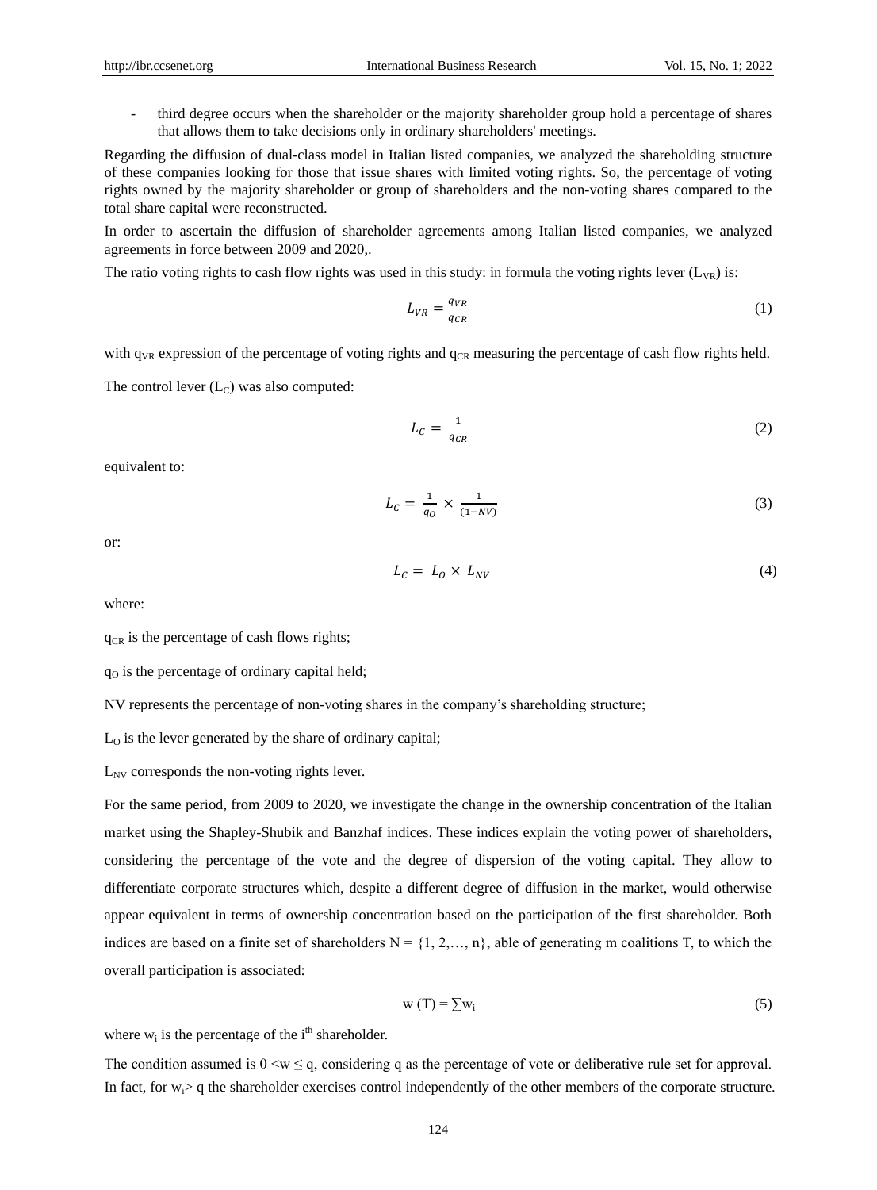- third degree occurs when the shareholder or the majority shareholder group hold a percentage of shares that allows them to take decisions only in ordinary shareholders' meetings.

Regarding the diffusion of dual-class model in Italian listed companies, we analyzed the shareholding structure of these companies looking for those that issue shares with limited voting rights. So, the percentage of voting rights owned by the majority shareholder or group of shareholders and the non-voting shares compared to the total share capital were reconstructed.

In order to ascertain the diffusion of shareholder agreements among Italian listed companies, we analyzed agreements in force between 2009 and 2020,.

The ratio voting rights to cash flow rights was used in this study: in formula the voting rights lever ($L_{VR}$) is:

$$L_{VR} = \frac{q_{VR}}{q_{CR}} \tag{1}$$

with $q_{VR}$ expression of the percentage of voting rights and $q_{CR}$ measuring the percentage of cash flow rights held.

The control lever ($L_C$) was also computed:

$$L_C = \frac{1}{q_{CR}} \tag{2}$$

equivalent to:

$$L_C = \frac{1}{q_O} \times \frac{1}{(1-NV)} \tag{3}$$

or:

$$L_C = L_O \times L_{NV} \tag{4}$$

where:

$q_{CR}$ is the percentage of cash flows rights;

$q_O$ is the percentage of ordinary capital held;

NV represents the percentage of non-voting shares in the company's shareholding structure;

$L_O$ is the lever generated by the share of ordinary capital;

$L_{NV}$ corresponds the non-voting rights lever.

For the same period, from 2009 to 2020, we investigate the change in the ownership concentration of the Italian market using the Shapley-Shubik and Banzhaf indices. These indices explain the voting power of shareholders, considering the percentage of the vote and the degree of dispersion of the voting capital. They allow to differentiate corporate structures which, despite a different degree of diffusion in the market, would otherwise appear equivalent in terms of ownership concentration based on the participation of the first shareholder. Both indices are based on a finite set of shareholders $N = \{1, 2, \ldots, n\}$, able of generating m coalitions T, to which the overall participation is associated:

$$w(T) = \sum w_i \tag{5}$$

where $w_i$ is the percentage of the $i^{th}$ shareholder.

The condition assumed is $0 < w \leq q$, considering q as the percentage of vote or deliberative rule set for approval. In fact, for $w_i > q$ the shareholder exercises control independently of the other members of the corporate structure.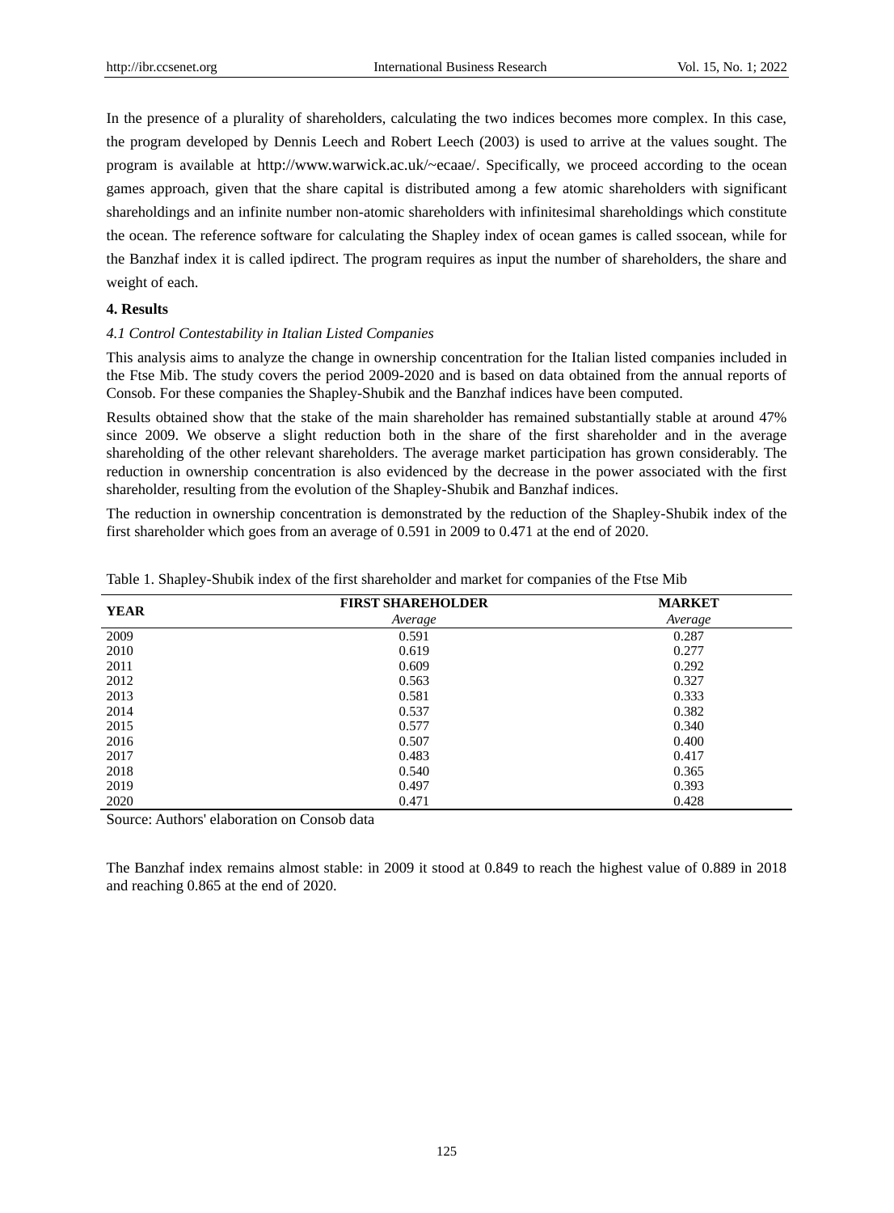In the presence of a plurality of shareholders, calculating the two indices becomes more complex. In this case, the program developed by Dennis Leech and Robert Leech (2003) is used to arrive at the values sought. The program is available at http://www.warwick.ac.uk/~ecaae/. Specifically, we proceed according to the ocean games approach, given that the share capital is distributed among a few atomic shareholders with significant shareholdings and an infinite number non-atomic shareholders with infinitesimal shareholdings which constitute the ocean. The reference software for calculating the Shapley index of ocean games is called ssocean, while for the Banzhaf index it is called ipdirect. The program requires as input the number of shareholders, the share and weight of each.

## 4. Results

### *4.1 Control Contestability in Italian Listed Companies*

This analysis aims to analyze the change in ownership concentration for the Italian listed companies included in the Ftse Mib. The study covers the period 2009-2020 and is based on data obtained from the annual reports of Consob. For these companies the Shapley-Shubik and the Banzhaf indices have been computed.

Results obtained show that the stake of the main shareholder has remained substantially stable at around 47% since 2009. We observe a slight reduction both in the share of the first shareholder and in the average shareholding of the other relevant shareholders. The average market participation has grown considerably. The reduction in ownership concentration is also evidenced by the decrease in the power associated with the first shareholder, resulting from the evolution of the Shapley-Shubik and Banzhaf indices.

The reduction in ownership concentration is demonstrated by the reduction of the Shapley-Shubik index of the first shareholder which goes from an average of 0.591 in 2009 to 0.471 at the end of 2020.

Table 1. Shapley-Shubik index of the first shareholder and market for companies of the Ftse Mib

| YEAR | FIRST SHAREHOLDER | MARKET |
|---|---|---|
| | *Average* | *Average* |
| 2009 | 0.591 | 0.287 |
| 2010 | 0.619 | 0.277 |
| 2011 | 0.609 | 0.292 |
| 2012 | 0.563 | 0.327 |
| 2013 | 0.581 | 0.333 |
| 2014 | 0.537 | 0.382 |
| 2015 | 0.577 | 0.340 |
| 2016 | 0.507 | 0.400 |
| 2017 | 0.483 | 0.417 |
| 2018 | 0.540 | 0.365 |
| 2019 | 0.497 | 0.393 |
| 2020 | 0.471 | 0.428 |

Source: Authors' elaboration on Consob data

The Banzhaf index remains almost stable: in 2009 it stood at 0.849 to reach the highest value of 0.889 in 2018 and reaching 0.865 at the end of 2020.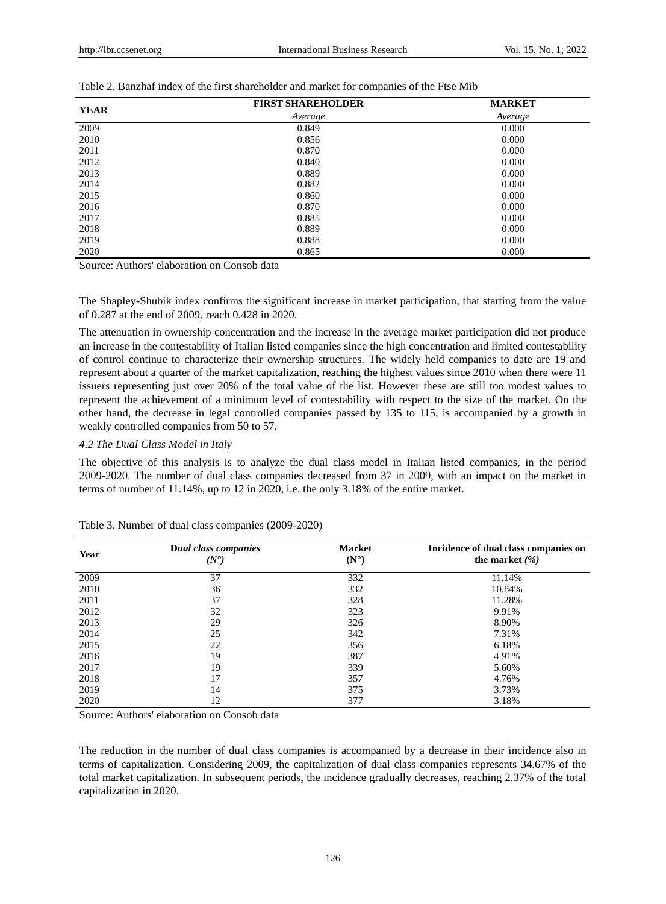Table 2. Banzhaf index of the first shareholder and market for companies of the Ftse Mib

| YEAR | FIRST SHAREHOLDER | MARKET |
|---|---|---|
| | *Average* | *Average* |
| 2009 | 0.849 | 0.000 |
| 2010 | 0.856 | 0.000 |
| 2011 | 0.870 | 0.000 |
| 2012 | 0.840 | 0.000 |
| 2013 | 0.889 | 0.000 |
| 2014 | 0.882 | 0.000 |
| 2015 | 0.860 | 0.000 |
| 2016 | 0.870 | 0.000 |
| 2017 | 0.885 | 0.000 |
| 2018 | 0.889 | 0.000 |
| 2019 | 0.888 | 0.000 |
| 2020 | 0.865 | 0.000 |

Source: Authors' elaboration on Consob data

The Shapley-Shubik index confirms the significant increase in market participation, that starting from the value of 0.287 at the end of 2009, reach 0.428 in 2020.

The attenuation in ownership concentration and the increase in the average market participation did not produce an increase in the contestability of Italian listed companies since the high concentration and limited contestability of control continue to characterize their ownership structures. The widely held companies to date are 19 and represent about a quarter of the market capitalization, reaching the highest values since 2010 when there were 11 issuers representing just over 20% of the total value of the list. However these are still too modest values to represent the achievement of a minimum level of contestability with respect to the size of the market. On the other hand, the decrease in legal controlled companies passed by 135 to 115, is accompanied by a growth in weakly controlled companies from 50 to 57.

### *4.2 The Dual Class Model in Italy*

The objective of this analysis is to analyze the dual class model in Italian listed companies, in the period 2009-2020. The number of dual class companies decreased from 37 in 2009, with an impact on the market in terms of number of 11.14%, up to 12 in 2020, i.e. the only 3.18% of the entire market.

Table 3. Number of dual class companies (2009-2020)

| Year | D*ual class companies (N°)* | Market (N°) | Incidence of dual class companies on the market *(%)* |
|---|---|---|---|
| 2009 | 37 | 332 | 11.14% |
| 2010 | 36 | 332 | 10.84% |
| 2011 | 37 | 328 | 11.28% |
| 2012 | 32 | 323 | 9.91% |
| 2013 | 29 | 326 | 8.90% |
| 2014 | 25 | 342 | 7.31% |
| 2015 | 22 | 356 | 6.18% |
| 2016 | 19 | 387 | 4.91% |
| 2017 | 19 | 339 | 5.60% |
| 2018 | 17 | 357 | 4.76% |
| 2019 | 14 | 375 | 3.73% |
| 2020 | 12 | 377 | 3.18% |

Source: Authors' elaboration on Consob data

The reduction in the number of dual class companies is accompanied by a decrease in their incidence also in terms of capitalization. Considering 2009, the capitalization of dual class companies represents 34.67% of the total market capitalization. In subsequent periods, the incidence gradually decreases, reaching 2.37% of the total capitalization in 2020.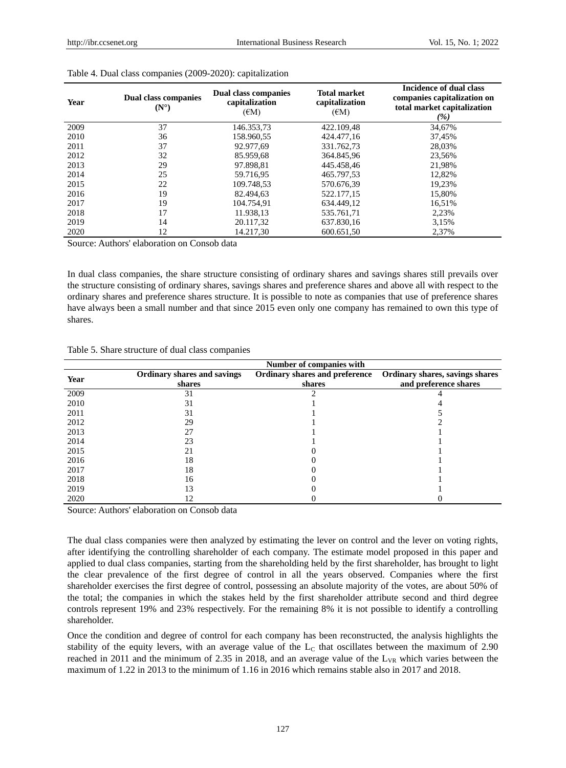Table 4. Dual class companies (2009-2020): capitalization

| Year | Dual class companies (N°) | Dual class companies capitalization (€M) | Total market capitalization (€M) | Incidence of dual class companies capitalization on total market capitalization *(%)* |
|---|---|---|---|---|
| 2009 | 37 | 146.353,73 | 422.109,48 | 34,67% |
| 2010 | 36 | 158.960,55 | 424.477,16 | 37,45% |
| 2011 | 37 | 92.977,69 | 331.762,73 | 28,03% |
| 2012 | 32 | 85.959,68 | 364.845,96 | 23,56% |
| 2013 | 29 | 97.898,81 | 445.458,46 | 21,98% |
| 2014 | 25 | 59.716,95 | 465.797,53 | 12,82% |
| 2015 | 22 | 109.748,53 | 570.676,39 | 19,23% |
| 2016 | 19 | 82.494,63 | 522.177,15 | 15,80% |
| 2017 | 19 | 104.754,91 | 634.449,12 | 16,51% |
| 2018 | 17 | 11.938,13 | 535.761,71 | 2,23% |
| 2019 | 14 | 20.117,32 | 637.830,16 | 3,15% |
| 2020 | 12 | 14.217,30 | 600.651,50 | 2,37% |

Source: Authors' elaboration on Consob data

In dual class companies, the share structure consisting of ordinary shares and savings shares still prevails over the structure consisting of ordinary shares, savings shares and preference shares and above all with respect to the ordinary shares and preference shares structure. It is possible to note as companies that use of preference shares have always been a small number and that since 2015 even only one company has remained to own this type of shares.

Table 5. Share structure of dual class companies

| Year | Number of companies with | | |
|---|---|---|---|
| | **Ordinary shares and savings shares** | **Ordinary shares and preference shares** | **Ordinary shares, savings shares and preference shares** |
| 2009 | 31 | 2 | 4 |
| 2010 | 31 | 1 | 4 |
| 2011 | 31 | 1 | 5 |
| 2012 | 29 | 1 | 2 |
| 2013 | 27 | 1 | 1 |
| 2014 | 23 | 1 | 1 |
| 2015 | 21 | 0 | 1 |
| 2016 | 18 | 0 | 1 |
| 2017 | 18 | 0 | 1 |
| 2018 | 16 | 0 | 1 |
| 2019 | 13 | 0 | 1 |
| 2020 | 12 | 0 | 0 |

Source: Authors' elaboration on Consob data

The dual class companies were then analyzed by estimating the lever on control and the lever on voting rights, after identifying the controlling shareholder of each company. The estimate model proposed in this paper and applied to dual class companies, starting from the shareholding held by the first shareholder, has brought to light the clear prevalence of the first degree of control in all the years observed. Companies where the first shareholder exercises the first degree of control, possessing an absolute majority of the votes, are about 50% of the total; the companies in which the stakes held by the first shareholder attribute second and third degree controls represent 19% and 23% respectively. For the remaining 8% it is not possible to identify a controlling shareholder.

Once the condition and degree of control for each company has been reconstructed, the analysis highlights the stability of the equity levers, with an average value of the $L_C$ that oscillates between the maximum of 2.90 reached in 2011 and the minimum of 2.35 in 2018, and an average value of the $L_{VR}$ which varies between the maximum of 1.22 in 2013 to the minimum of 1.16 in 2016 which remains stable also in 2017 and 2018.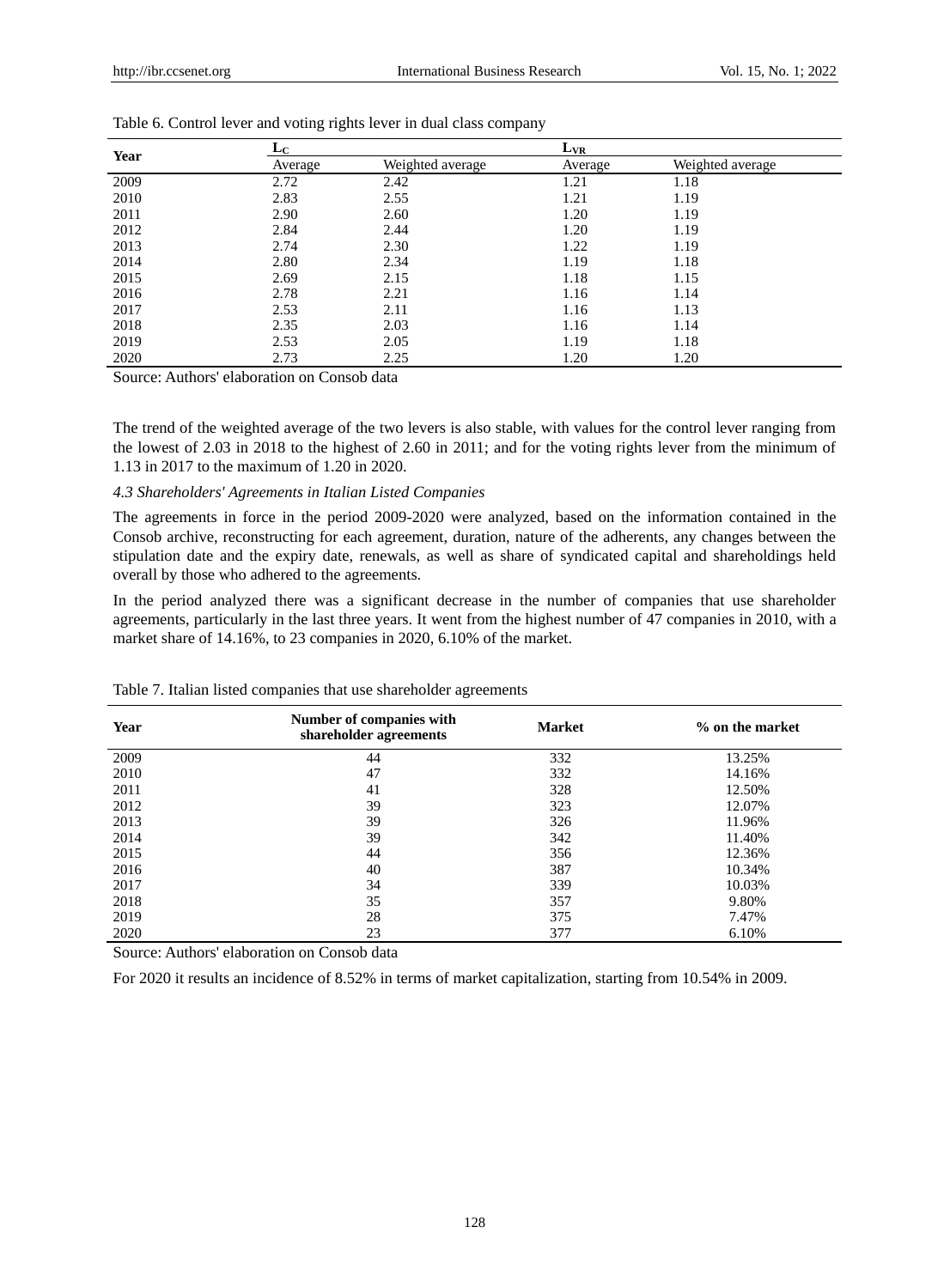Table 6. Control lever and voting rights lever in dual class company

| Year | $L_C$ | | $L_{VR}$ | |
|---|---|---|---|---|
| | Average | Weighted average | Average | Weighted average |
| 2009 | 2.72 | 2.42 | 1.21 | 1.18 |
| 2010 | 2.83 | 2.55 | 1.21 | 1.19 |
| 2011 | 2.90 | 2.60 | 1.20 | 1.19 |
| 2012 | 2.84 | 2.44 | 1.20 | 1.19 |
| 2013 | 2.74 | 2.30 | 1.22 | 1.19 |
| 2014 | 2.80 | 2.34 | 1.19 | 1.18 |
| 2015 | 2.69 | 2.15 | 1.18 | 1.15 |
| 2016 | 2.78 | 2.21 | 1.16 | 1.14 |
| 2017 | 2.53 | 2.11 | 1.16 | 1.13 |
| 2018 | 2.35 | 2.03 | 1.16 | 1.14 |
| 2019 | 2.53 | 2.05 | 1.19 | 1.18 |
| 2020 | 2.73 | 2.25 | 1.20 | 1.20 |

Source: Authors' elaboration on Consob data

The trend of the weighted average of the two levers is also stable, with values for the control lever ranging from the lowest of 2.03 in 2018 to the highest of 2.60 in 2011; and for the voting rights lever from the minimum of 1.13 in 2017 to the maximum of 1.20 in 2020.

### *4.3 Shareholders' Agreements in Italian Listed Companies*

The agreements in force in the period 2009-2020 were analyzed, based on the information contained in the Consob archive, reconstructing for each agreement, duration, nature of the adherents, any changes between the stipulation date and the expiry date, renewals, as well as share of syndicated capital and shareholdings held overall by those who adhered to the agreements.

In the period analyzed there was a significant decrease in the number of companies that use shareholder agreements, particularly in the last three years. It went from the highest number of 47 companies in 2010, with a market share of 14.16%, to 23 companies in 2020, 6.10% of the market.

Table 7. Italian listed companies that use shareholder agreements

| Year | Number of companies with shareholder agreements | Market | % on the market |
|---|---|---|---|
| 2009 | 44 | 332 | 13.25% |
| 2010 | 47 | 332 | 14.16% |
| 2011 | 41 | 328 | 12.50% |
| 2012 | 39 | 323 | 12.07% |
| 2013 | 39 | 326 | 11.96% |
| 2014 | 39 | 342 | 11.40% |
| 2015 | 44 | 356 | 12.36% |
| 2016 | 40 | 387 | 10.34% |
| 2017 | 34 | 339 | 10.03% |
| 2018 | 35 | 357 | 9.80% |
| 2019 | 28 | 375 | 7.47% |
| 2020 | 23 | 377 | 6.10% |

Source: Authors' elaboration on Consob data

For 2020 it results an incidence of 8.52% in terms of market capitalization, starting from 10.54% in 2009.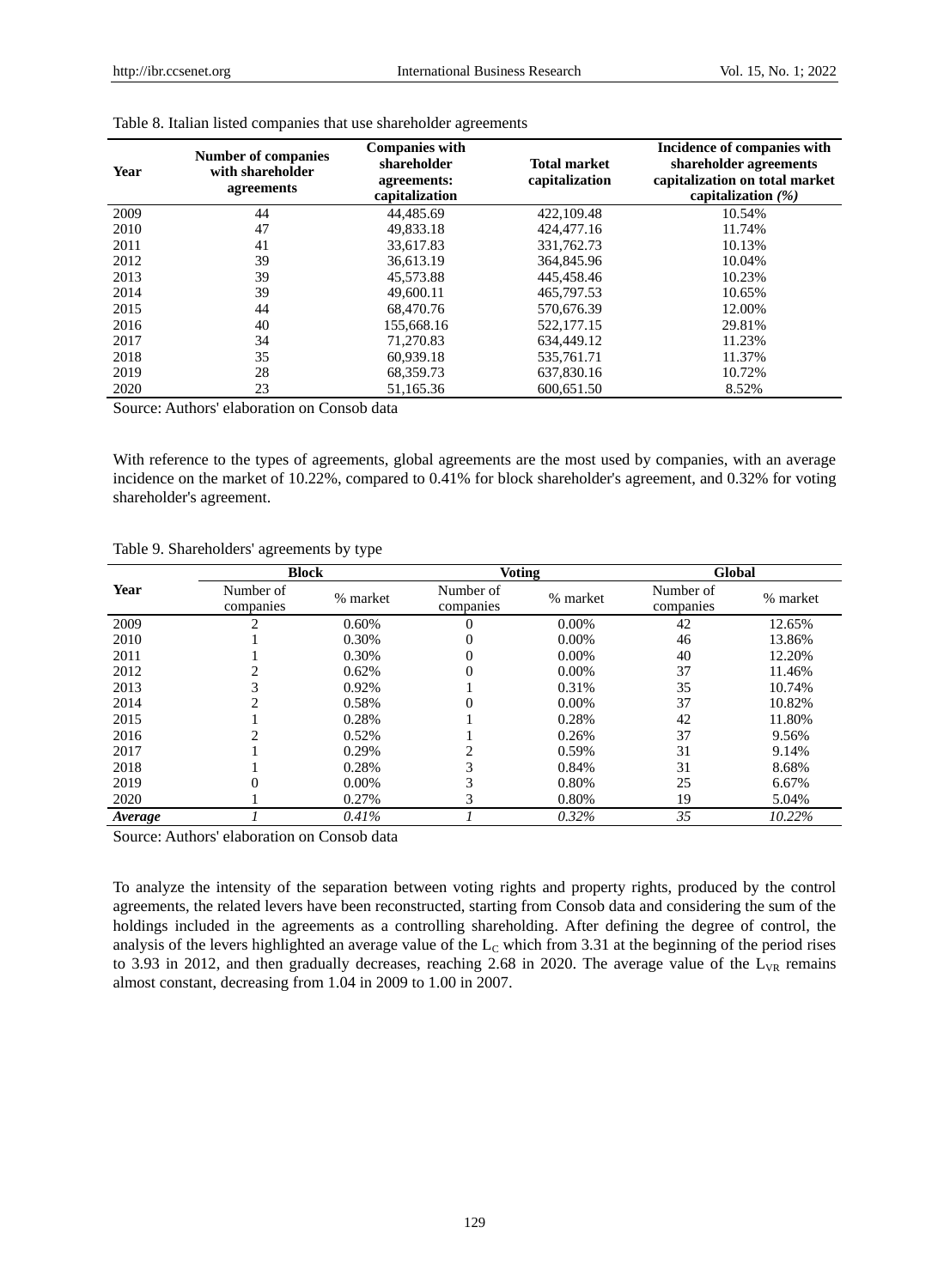Table 8. Italian listed companies that use shareholder agreements

| Year | Number of companies with shareholder agreements | Companies with shareholder agreements: capitalization | Total market capitalization | Incidence of companies with shareholder agreements capitalization on total market capitalization *(%)* |
|---|---|---|---|---|
| 2009 | 44 | 44,485.69 | 422,109.48 | 10.54% |
| 2010 | 47 | 49,833.18 | 424,477.16 | 11.74% |
| 2011 | 41 | 33,617.83 | 331,762.73 | 10.13% |
| 2012 | 39 | 36,613.19 | 364,845.96 | 10.04% |
| 2013 | 39 | 45,573.88 | 445,458.46 | 10.23% |
| 2014 | 39 | 49,600.11 | 465,797.53 | 10.65% |
| 2015 | 44 | 68,470.76 | 570,676.39 | 12.00% |
| 2016 | 40 | 155,668.16 | 522,177.15 | 29.81% |
| 2017 | 34 | 71,270.83 | 634,449.12 | 11.23% |
| 2018 | 35 | 60,939.18 | 535,761.71 | 11.37% |
| 2019 | 28 | 68,359.73 | 637,830.16 | 10.72% |
| 2020 | 23 | 51,165.36 | 600,651.50 | 8.52% |

Source: Authors' elaboration on Consob data

With reference to the types of agreements, global agreements are the most used by companies, with an average incidence on the market of 10.22%, compared to 0.41% for block shareholder's agreement, and 0.32% for voting shareholder's agreement.

Table 9. Shareholders' agreements by type

| Year | Block | | Voting | | Global | |
|---|---|---|---|---|---|---|
| | Number of companies | % market | Number of companies | % market | Number of companies | % market |
| 2009 | 2 | 0.60% | 0 | 0.00% | 42 | 12.65% |
| 2010 | 1 | 0.30% | 0 | 0.00% | 46 | 13.86% |
| 2011 | 1 | 0.30% | 0 | 0.00% | 40 | 12.20% |
| 2012 | 2 | 0.62% | 0 | 0.00% | 37 | 11.46% |
| 2013 | 3 | 0.92% | 1 | 0.31% | 35 | 10.74% |
| 2014 | 2 | 0.58% | 0 | 0.00% | 37 | 10.82% |
| 2015 | 1 | 0.28% | 1 | 0.28% | 42 | 11.80% |
| 2016 | 2 | 0.52% | 1 | 0.26% | 37 | 9.56% |
| 2017 | 1 | 0.29% | 2 | 0.59% | 31 | 9.14% |
| 2018 | 1 | 0.28% | 3 | 0.84% | 31 | 8.68% |
| 2019 | 0 | 0.00% | 3 | 0.80% | 25 | 6.67% |
| 2020 | 1 | 0.27% | 3 | 0.80% | 19 | 5.04% |
| *Average* | *1* | *0.41%* | *1* | *0.32%* | *35* | *10.22%* |

Source: Authors' elaboration on Consob data

To analyze the intensity of the separation between voting rights and property rights, produced by the control agreements, the related levers have been reconstructed, starting from Consob data and considering the sum of the holdings included in the agreements as a controlling shareholding. After defining the degree of control, the analysis of the levers highlighted an average value of the $L_C$ which from 3.31 at the beginning of the period rises to 3.93 in 2012, and then gradually decreases, reaching 2.68 in 2020. The average value of the $L_{VR}$ remains almost constant, decreasing from 1.04 in 2009 to 1.00 in 2007.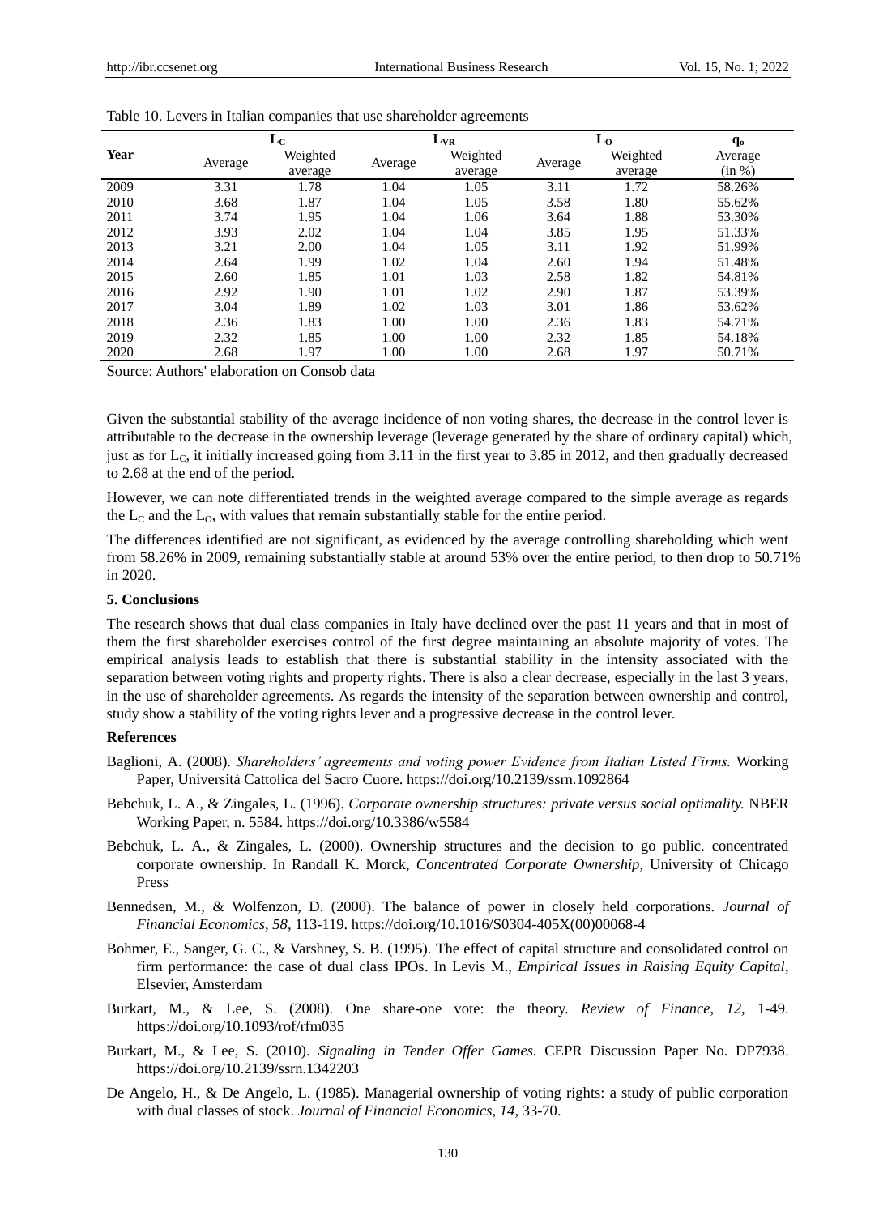Table 10. Levers in Italian companies that use shareholder agreements

| Year | $L_C$ | | $L_{VR}$ | | $L_O$ | | $q_o$ |
|---|---|---|---|---|---|---|---|
| | Average | Weighted average | Average | Weighted average | Average | Weighted average | Average (in %) |
| 2009 | 3.31 | 1.78 | 1.04 | 1.05 | 3.11 | 1.72 | 58.26% |
| 2010 | 3.68 | 1.87 | 1.04 | 1.05 | 3.58 | 1.80 | 55.62% |
| 2011 | 3.74 | 1.95 | 1.04 | 1.06 | 3.64 | 1.88 | 53.30% |
| 2012 | 3.93 | 2.02 | 1.04 | 1.04 | 3.85 | 1.95 | 51.33% |
| 2013 | 3.21 | 2.00 | 1.04 | 1.05 | 3.11 | 1.92 | 51.99% |
| 2014 | 2.64 | 1.99 | 1.02 | 1.04 | 2.60 | 1.94 | 51.48% |
| 2015 | 2.60 | 1.85 | 1.01 | 1.03 | 2.58 | 1.82 | 54.81% |
| 2016 | 2.92 | 1.90 | 1.01 | 1.02 | 2.90 | 1.87 | 53.39% |
| 2017 | 3.04 | 1.89 | 1.02 | 1.03 | 3.01 | 1.86 | 53.62% |
| 2018 | 2.36 | 1.83 | 1.00 | 1.00 | 2.36 | 1.83 | 54.71% |
| 2019 | 2.32 | 1.85 | 1.00 | 1.00 | 2.32 | 1.85 | 54.18% |
| 2020 | 2.68 | 1.97 | 1.00 | 1.00 | 2.68 | 1.97 | 50.71% |

Source: Authors' elaboration on Consob data

Given the substantial stability of the average incidence of non voting shares, the decrease in the control lever is attributable to the decrease in the ownership leverage (leverage generated by the share of ordinary capital) which, just as for $L_C$, it initially increased going from 3.11 in the first year to 3.85 in 2012, and then gradually decreased to 2.68 at the end of the period.

However, we can note differentiated trends in the weighted average compared to the simple average as regards the $L_C$ and the $L_O$, with values that remain substantially stable for the entire period.

The differences identified are not significant, as evidenced by the average controlling shareholding which went from 58.26% in 2009, remaining substantially stable at around 53% over the entire period, to then drop to 50.71% in 2020.

## 5. Conclusions

The research shows that dual class companies in Italy have declined over the past 11 years and that in most of them the first shareholder exercises control of the first degree maintaining an absolute majority of votes. The empirical analysis leads to establish that there is substantial stability in the intensity associated with the separation between voting rights and property rights. There is also a clear decrease, especially in the last 3 years, in the use of shareholder agreements. As regards the intensity of the separation between ownership and control, study show a stability of the voting rights lever and a progressive decrease in the control lever.

## References

Baglioni, A. (2008). *Shareholders' agreements and voting power Evidence from Italian Listed Firms.* Working Paper, Università Cattolica del Sacro Cuore. https://doi.org/10.2139/ssrn.1092864

Bebchuk, L. A., & Zingales, L. (1996). *Corporate ownership structures: private versus social optimality.* NBER Working Paper, n. 5584. https://doi.org/10.3386/w5584

Bebchuk, L. A., & Zingales, L. (2000). Ownership structures and the decision to go public. concentrated corporate ownership. In Randall K. Morck, *Concentrated Corporate Ownership*, University of Chicago Press

Bennedsen, M., & Wolfenzon, D. (2000). The balance of power in closely held corporations. *Journal of Financial Economics*, *58*, 113-119. https://doi.org/10.1016/S0304-405X(00)00068-4

Bohmer, E., Sanger, G. C., & Varshney, S. B. (1995). The effect of capital structure and consolidated control on firm performance: the case of dual class IPOs. In Levis M., *Empirical Issues in Raising Equity Capital*, Elsevier, Amsterdam

Burkart, M., & Lee, S. (2008). One share-one vote: the theory. *Review of Finance*, *12*, 1-49. https://doi.org/10.1093/rof/rfm035

Burkart, M., & Lee, S. (2010). *Signaling in Tender Offer Games.* CEPR Discussion Paper No. DP7938. https://doi.org/10.2139/ssrn.1342203

De Angelo, H., & De Angelo, L. (1985). Managerial ownership of voting rights: a study of public corporation with dual classes of stock. *Journal of Financial Economics*, *14*, 33-70.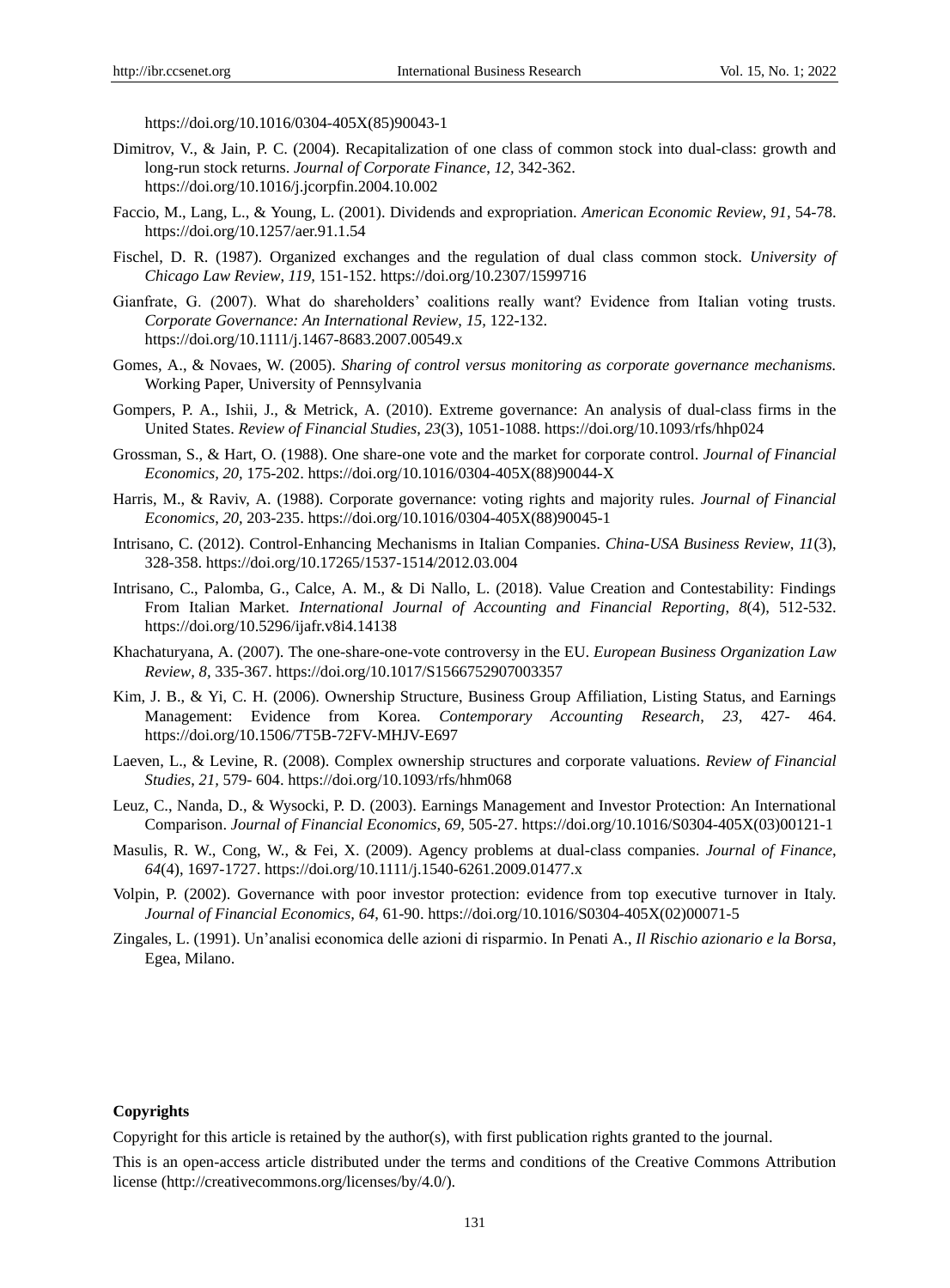https://doi.org/10.1016/0304-405X(85)90043-1

Dimitrov, V., & Jain, P. C. (2004). Recapitalization of one class of common stock into dual-class: growth and long-run stock returns. *Journal of Corporate Finance, 12,* 342-362. https://doi.org/10.1016/j.jcorpfin.2004.10.002

Faccio, M., Lang, L., & Young, L. (2001). Dividends and expropriation. *American Economic Review, 91*, 54-78. https://doi.org/10.1257/aer.91.1.54

Fischel, D. R. (1987). Organized exchanges and the regulation of dual class common stock. *University of Chicago Law Review, 119,* 151-152. https://doi.org/10.2307/1599716

Gianfrate, G. (2007). What do shareholders' coalitions really want? Evidence from Italian voting trusts. *Corporate Governance: An International Review, 15,* 122-132. https://doi.org/10.1111/j.1467-8683.2007.00549.x

Gomes, A., & Novaes, W. (2005). *Sharing of control versus monitoring as corporate governance mechanisms.* Working Paper, University of Pennsylvania

Gompers, P. A., Ishii, J., & Metrick, A. (2010). Extreme governance: An analysis of dual-class firms in the United States. *Review of Financial Studies*, *23*(3), 1051-1088. https://doi.org/10.1093/rfs/hhp024

Grossman, S., & Hart, O. (1988). One share-one vote and the market for corporate control. *Journal of Financial Economics, 20,* 175-202. https://doi.org/10.1016/0304-405X(88)90044-X

Harris, M., & Raviv, A. (1988). Corporate governance: voting rights and majority rules. *Journal of Financial Economics, 20,* 203-235. https://doi.org/10.1016/0304-405X(88)90045-1

Intrisano, C. (2012). Control-Enhancing Mechanisms in Italian Companies. *China-USA Business Review*, *11*(3), 328-358. https://doi.org/10.17265/1537-1514/2012.03.004

Intrisano, C., Palomba, G., Calce, A. M., & Di Nallo, L. (2018). Value Creation and Contestability: Findings From Italian Market. *International Journal of Accounting and Financial Reporting*, *8*(4), 512-532. https://doi.org/10.5296/ijafr.v8i4.14138

Khachaturyana, A. (2007). The one-share-one-vote controversy in the EU. *European Business Organization Law Review, 8*, 335-367. https://doi.org/10.1017/S1566752907003357

Kim, J. B., & Yi, C. H. (2006). Ownership Structure, Business Group Affiliation, Listing Status, and Earnings Management: Evidence from Korea. *Contemporary Accounting Research*, *23,* 427- 464. https://doi.org/10.1506/7T5B-72FV-MHJV-E697

Laeven, L., & Levine, R. (2008). Complex ownership structures and corporate valuations. *Review of Financial Studies, 21,* 579- 604. https://doi.org/10.1093/rfs/hhm068

Leuz, C., Nanda, D., & Wysocki, P. D. (2003). Earnings Management and Investor Protection: An International Comparison. *Journal of Financial Economics, 69,* 505-27. https://doi.org/10.1016/S0304-405X(03)00121-1

Masulis, R. W., Cong, W., & Fei, X. (2009). Agency problems at dual-class companies. *Journal of Finance*, *64*(4), 1697-1727. https://doi.org/10.1111/j.1540-6261.2009.01477.x

Volpin, P. (2002). Governance with poor investor protection: evidence from top executive turnover in Italy. *Journal of Financial Economics, 64*, 61-90. https://doi.org/10.1016/S0304-405X(02)00071-5

Zingales, L. (1991). Un'analisi economica delle azioni di risparmio. In Penati A., *Il Rischio azionario e la Borsa*, Egea, Milano.

**Copyrights**

Copyright for this article is retained by the author(s), with first publication rights granted to the journal.

This is an open-access article distributed under the terms and conditions of the Creative Commons Attribution license (http://creativecommons.org/licenses/by/4.0/).